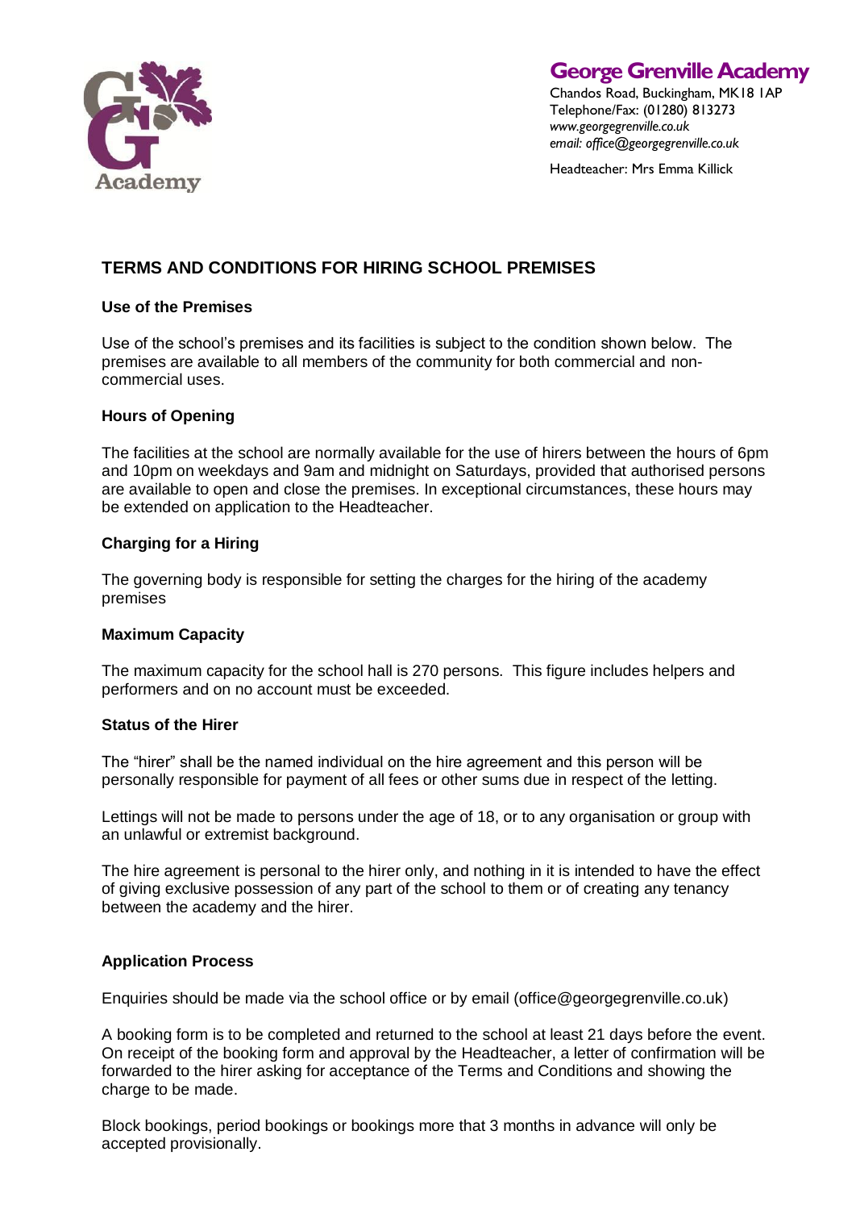**George Grenville Academy**
Chandos Road, Buckingham, MK18 1AP
Telephone/Fax: (01280) 813273
*www.georgegrenville.co.uk*
*email: office@georgegrenville.co.uk*

Headteacher: Mrs Emma Killick

## TERMS AND CONDITIONS FOR HIRING SCHOOL PREMISES

### Use of the Premises

Use of the school's premises and its facilities is subject to the condition shown below. The premises are available to all members of the community for both commercial and non-commercial uses.

### Hours of Opening

The facilities at the school are normally available for the use of hirers between the hours of 6pm and 10pm on weekdays and 9am and midnight on Saturdays, provided that authorised persons are available to open and close the premises. In exceptional circumstances, these hours may be extended on application to the Headteacher.

### Charging for a Hiring

The governing body is responsible for setting the charges for the hiring of the academy premises

### Maximum Capacity

The maximum capacity for the school hall is 270 persons. This figure includes helpers and performers and on no account must be exceeded.

### Status of the Hirer

The "hirer" shall be the named individual on the hire agreement and this person will be personally responsible for payment of all fees or other sums due in respect of the letting.

Lettings will not be made to persons under the age of 18, or to any organisation or group with an unlawful or extremist background.

The hire agreement is personal to the hirer only, and nothing in it is intended to have the effect of giving exclusive possession of any part of the school to them or of creating any tenancy between the academy and the hirer.

### Application Process

Enquiries should be made via the school office or by email (office@georgegrenville.co.uk)

A booking form is to be completed and returned to the school at least 21 days before the event. On receipt of the booking form and approval by the Headteacher, a letter of confirmation will be forwarded to the hirer asking for acceptance of the Terms and Conditions and showing the charge to be made.

Block bookings, period bookings or bookings more that 3 months in advance will only be accepted provisionally.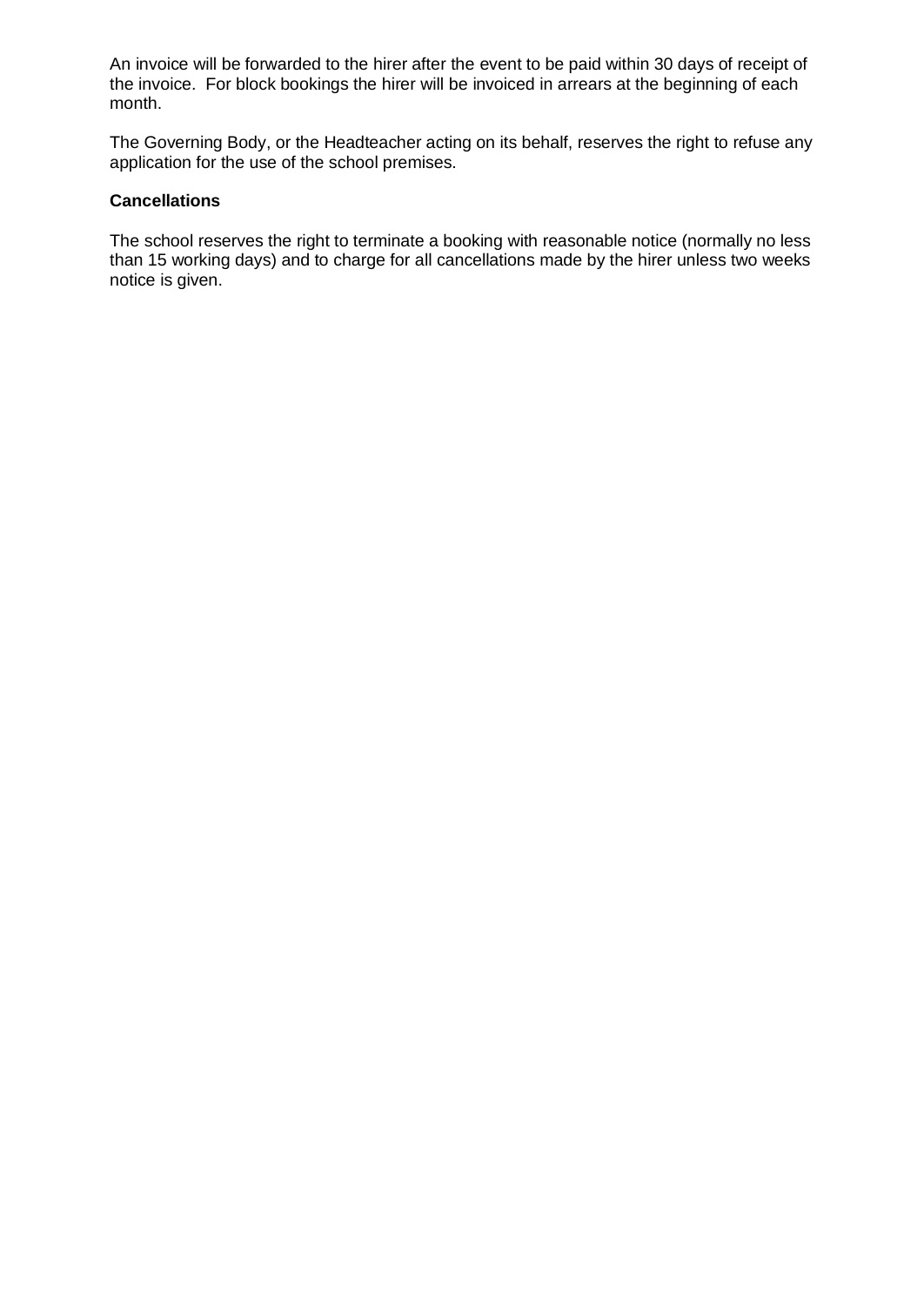An invoice will be forwarded to the hirer after the event to be paid within 30 days of receipt of the invoice. For block bookings the hirer will be invoiced in arrears at the beginning of each month.

The Governing Body, or the Headteacher acting on its behalf, reserves the right to refuse any application for the use of the school premises.

**Cancellations**

The school reserves the right to terminate a booking with reasonable notice (normally no less than 15 working days) and to charge for all cancellations made by the hirer unless two weeks notice is given.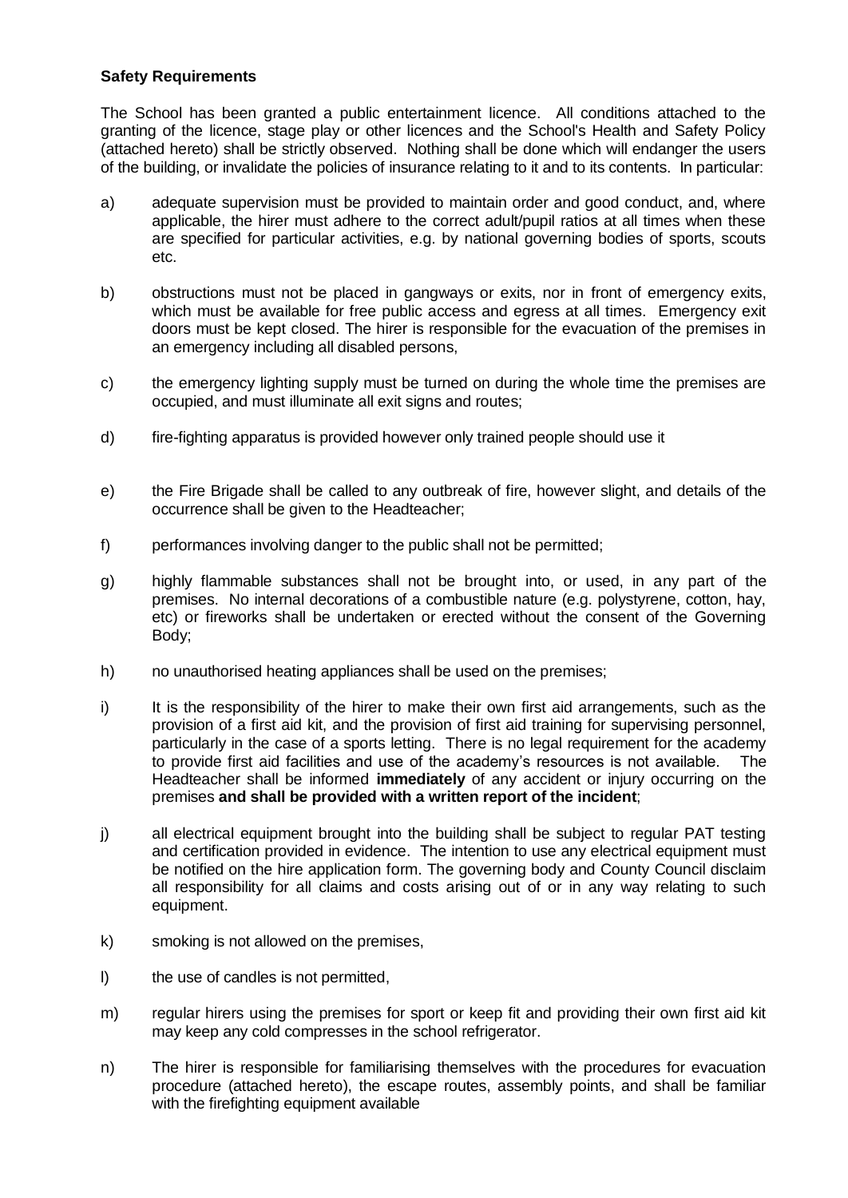**Safety Requirements**

The School has been granted a public entertainment licence. All conditions attached to the granting of the licence, stage play or other licences and the School's Health and Safety Policy (attached hereto) shall be strictly observed. Nothing shall be done which will endanger the users of the building, or invalidate the policies of insurance relating to it and to its contents. In particular:

a) adequate supervision must be provided to maintain order and good conduct, and, where applicable, the hirer must adhere to the correct adult/pupil ratios at all times when these are specified for particular activities, e.g. by national governing bodies of sports, scouts etc.

b) obstructions must not be placed in gangways or exits, nor in front of emergency exits, which must be available for free public access and egress at all times. Emergency exit doors must be kept closed. The hirer is responsible for the evacuation of the premises in an emergency including all disabled persons,

c) the emergency lighting supply must be turned on during the whole time the premises are occupied, and must illuminate all exit signs and routes;

d) fire-fighting apparatus is provided however only trained people should use it

e) the Fire Brigade shall be called to any outbreak of fire, however slight, and details of the occurrence shall be given to the Headteacher;

f) performances involving danger to the public shall not be permitted;

g) highly flammable substances shall not be brought into, or used, in any part of the premises. No internal decorations of a combustible nature (e.g. polystyrene, cotton, hay, etc) or fireworks shall be undertaken or erected without the consent of the Governing Body;

h) no unauthorised heating appliances shall be used on the premises;

i) It is the responsibility of the hirer to make their own first aid arrangements, such as the provision of a first aid kit, and the provision of first aid training for supervising personnel, particularly in the case of a sports letting. There is no legal requirement for the academy to provide first aid facilities and use of the academy's resources is not available. The Headteacher shall be informed **immediately** of any accident or injury occurring on the premises **and shall be provided with a written report of the incident**;

j) all electrical equipment brought into the building shall be subject to regular PAT testing and certification provided in evidence. The intention to use any electrical equipment must be notified on the hire application form. The governing body and County Council disclaim all responsibility for all claims and costs arising out of or in any way relating to such equipment.

k) smoking is not allowed on the premises,

l) the use of candles is not permitted,

m) regular hirers using the premises for sport or keep fit and providing their own first aid kit may keep any cold compresses in the school refrigerator.

n) The hirer is responsible for familiarising themselves with the procedures for evacuation procedure (attached hereto), the escape routes, assembly points, and shall be familiar with the firefighting equipment available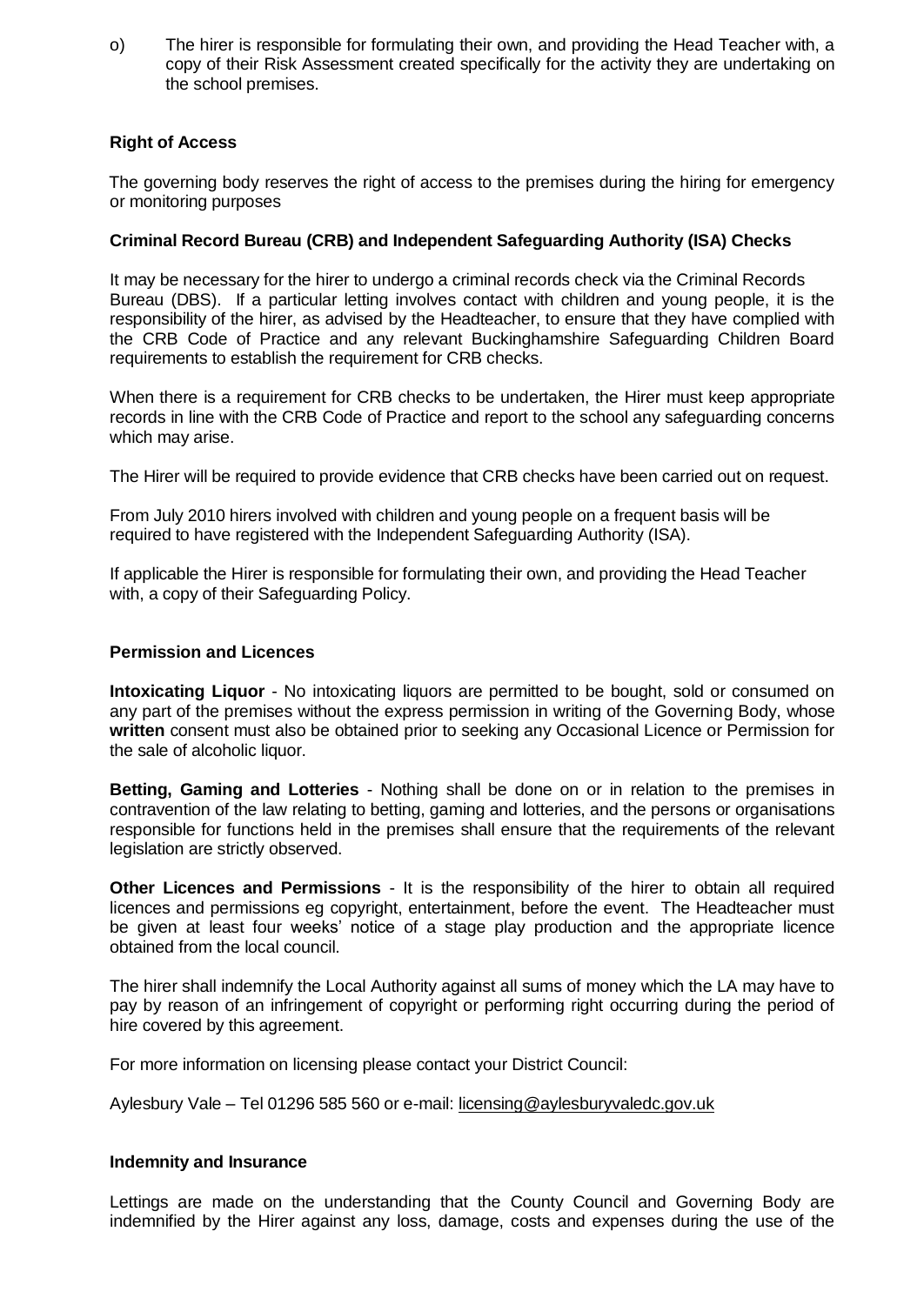o) The hirer is responsible for formulating their own, and providing the Head Teacher with, a copy of their Risk Assessment created specifically for the activity they are undertaking on the school premises.

**Right of Access**

The governing body reserves the right of access to the premises during the hiring for emergency or monitoring purposes

**Criminal Record Bureau (CRB) and Independent Safeguarding Authority (ISA) Checks**

It may be necessary for the hirer to undergo a criminal records check via the Criminal Records Bureau (DBS). If a particular letting involves contact with children and young people, it is the responsibility of the hirer, as advised by the Headteacher, to ensure that they have complied with the CRB Code of Practice and any relevant Buckinghamshire Safeguarding Children Board requirements to establish the requirement for CRB checks.

When there is a requirement for CRB checks to be undertaken, the Hirer must keep appropriate records in line with the CRB Code of Practice and report to the school any safeguarding concerns which may arise.

The Hirer will be required to provide evidence that CRB checks have been carried out on request.

From July 2010 hirers involved with children and young people on a frequent basis will be required to have registered with the Independent Safeguarding Authority (ISA).

If applicable the Hirer is responsible for formulating their own, and providing the Head Teacher with, a copy of their Safeguarding Policy.

**Permission and Licences**

**Intoxicating Liquor** - No intoxicating liquors are permitted to be bought, sold or consumed on any part of the premises without the express permission in writing of the Governing Body, whose **written** consent must also be obtained prior to seeking any Occasional Licence or Permission for the sale of alcoholic liquor.

**Betting, Gaming and Lotteries** - Nothing shall be done on or in relation to the premises in contravention of the law relating to betting, gaming and lotteries, and the persons or organisations responsible for functions held in the premises shall ensure that the requirements of the relevant legislation are strictly observed.

**Other Licences and Permissions** - It is the responsibility of the hirer to obtain all required licences and permissions eg copyright, entertainment, before the event. The Headteacher must be given at least four weeks' notice of a stage play production and the appropriate licence obtained from the local council.

The hirer shall indemnify the Local Authority against all sums of money which the LA may have to pay by reason of an infringement of copyright or performing right occurring during the period of hire covered by this agreement.

For more information on licensing please contact your District Council:

Aylesbury Vale – Tel 01296 585 560 or e-mail: licensing@aylesburyvaledc.gov.uk

**Indemnity and Insurance**

Lettings are made on the understanding that the County Council and Governing Body are indemnified by the Hirer against any loss, damage, costs and expenses during the use of the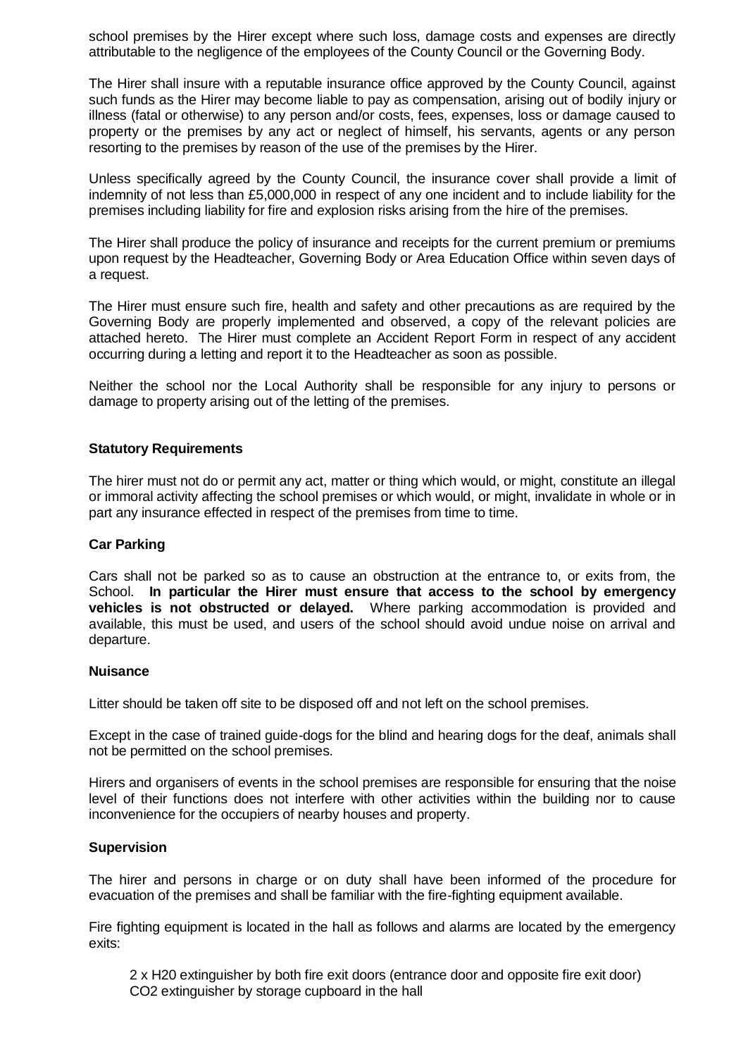school premises by the Hirer except where such loss, damage costs and expenses are directly attributable to the negligence of the employees of the County Council or the Governing Body.

The Hirer shall insure with a reputable insurance office approved by the County Council, against such funds as the Hirer may become liable to pay as compensation, arising out of bodily injury or illness (fatal or otherwise) to any person and/or costs, fees, expenses, loss or damage caused to property or the premises by any act or neglect of himself, his servants, agents or any person resorting to the premises by reason of the use of the premises by the Hirer.

Unless specifically agreed by the County Council, the insurance cover shall provide a limit of indemnity of not less than £5,000,000 in respect of any one incident and to include liability for the premises including liability for fire and explosion risks arising from the hire of the premises.

The Hirer shall produce the policy of insurance and receipts for the current premium or premiums upon request by the Headteacher, Governing Body or Area Education Office within seven days of a request.

The Hirer must ensure such fire, health and safety and other precautions as are required by the Governing Body are properly implemented and observed, a copy of the relevant policies are attached hereto. The Hirer must complete an Accident Report Form in respect of any accident occurring during a letting and report it to the Headteacher as soon as possible.

Neither the school nor the Local Authority shall be responsible for any injury to persons or damage to property arising out of the letting of the premises.

**Statutory Requirements**

The hirer must not do or permit any act, matter or thing which would, or might, constitute an illegal or immoral activity affecting the school premises or which would, or might, invalidate in whole or in part any insurance effected in respect of the premises from time to time.

**Car Parking**

Cars shall not be parked so as to cause an obstruction at the entrance to, or exits from, the School. **In particular the Hirer must ensure that access to the school by emergency vehicles is not obstructed or delayed.** Where parking accommodation is provided and available, this must be used, and users of the school should avoid undue noise on arrival and departure.

**Nuisance**

Litter should be taken off site to be disposed off and not left on the school premises.

Except in the case of trained guide-dogs for the blind and hearing dogs for the deaf, animals shall not be permitted on the school premises.

Hirers and organisers of events in the school premises are responsible for ensuring that the noise level of their functions does not interfere with other activities within the building nor to cause inconvenience for the occupiers of nearby houses and property.

**Supervision**

The hirer and persons in charge or on duty shall have been informed of the procedure for evacuation of the premises and shall be familiar with the fire-fighting equipment available.

Fire fighting equipment is located in the hall as follows and alarms are located by the emergency exits:

2 x H20 extinguisher by both fire exit doors (entrance door and opposite fire exit door)
$CO_2$ extinguisher by storage cupboard in the hall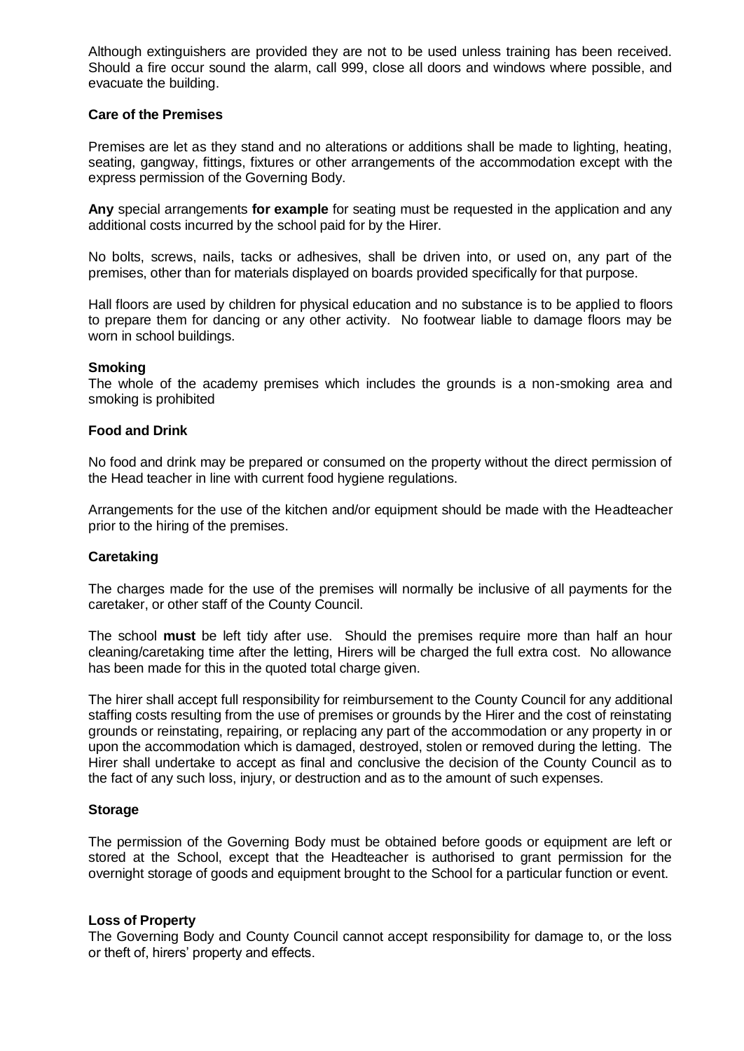Although extinguishers are provided they are not to be used unless training has been received. Should a fire occur sound the alarm, call 999, close all doors and windows where possible, and evacuate the building.

**Care of the Premises**

Premises are let as they stand and no alterations or additions shall be made to lighting, heating, seating, gangway, fittings, fixtures or other arrangements of the accommodation except with the express permission of the Governing Body.

**Any** special arrangements **for example** for seating must be requested in the application and any additional costs incurred by the school paid for by the Hirer.

No bolts, screws, nails, tacks or adhesives, shall be driven into, or used on, any part of the premises, other than for materials displayed on boards provided specifically for that purpose.

Hall floors are used by children for physical education and no substance is to be applied to floors to prepare them for dancing or any other activity. No footwear liable to damage floors may be worn in school buildings.

**Smoking**

The whole of the academy premises which includes the grounds is a non-smoking area and smoking is prohibited

**Food and Drink**

No food and drink may be prepared or consumed on the property without the direct permission of the Head teacher in line with current food hygiene regulations.

Arrangements for the use of the kitchen and/or equipment should be made with the Headteacher prior to the hiring of the premises.

**Caretaking**

The charges made for the use of the premises will normally be inclusive of all payments for the caretaker, or other staff of the County Council.

The school **must** be left tidy after use. Should the premises require more than half an hour cleaning/caretaking time after the letting, Hirers will be charged the full extra cost. No allowance has been made for this in the quoted total charge given.

The hirer shall accept full responsibility for reimbursement to the County Council for any additional staffing costs resulting from the use of premises or grounds by the Hirer and the cost of reinstating grounds or reinstating, repairing, or replacing any part of the accommodation or any property in or upon the accommodation which is damaged, destroyed, stolen or removed during the letting. The Hirer shall undertake to accept as final and conclusive the decision of the County Council as to the fact of any such loss, injury, or destruction and as to the amount of such expenses.

**Storage**

The permission of the Governing Body must be obtained before goods or equipment are left or stored at the School, except that the Headteacher is authorised to grant permission for the overnight storage of goods and equipment brought to the School for a particular function or event.

**Loss of Property**

The Governing Body and County Council cannot accept responsibility for damage to, or the loss or theft of, hirers' property and effects.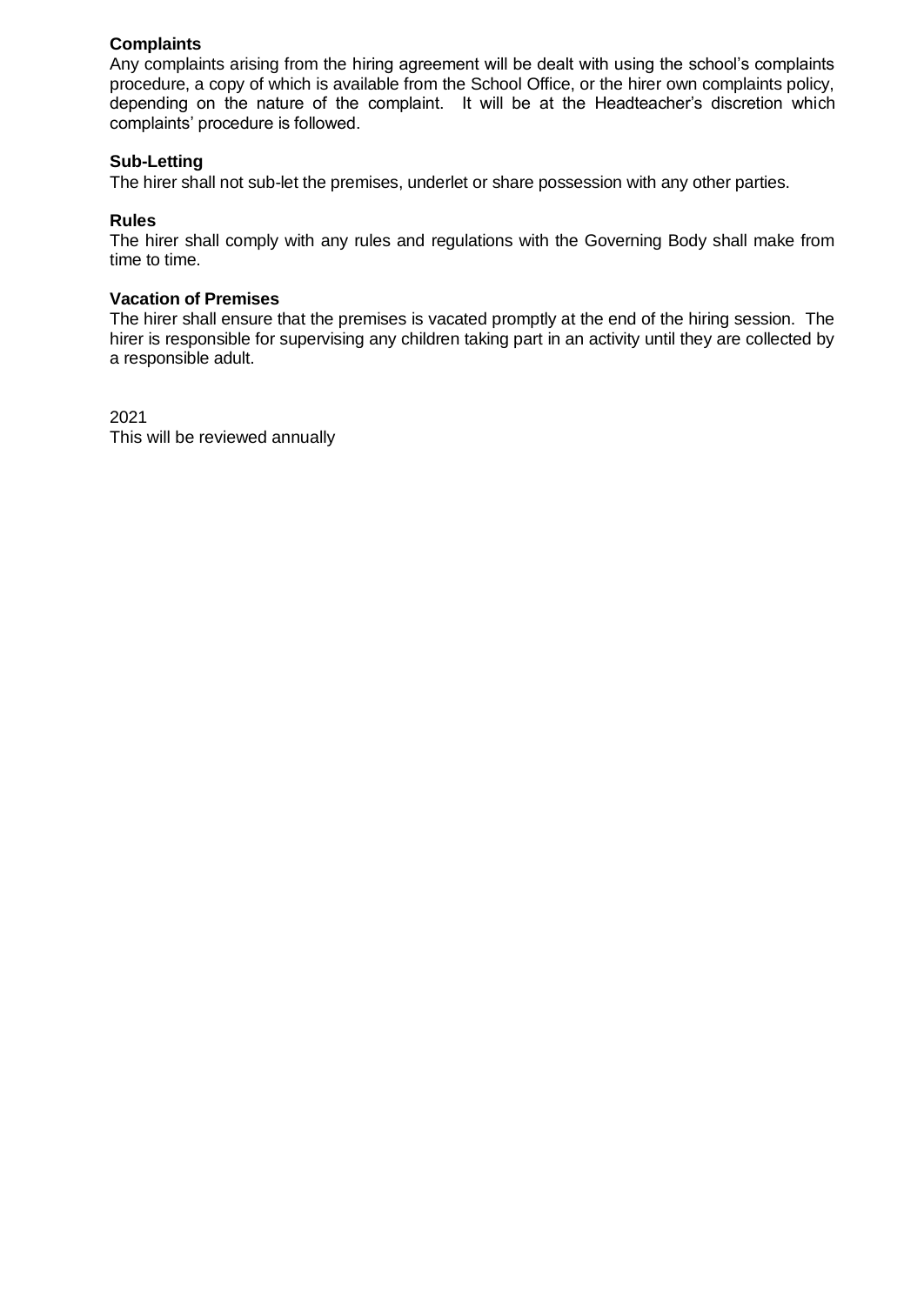**Complaints**

Any complaints arising from the hiring agreement will be dealt with using the school's complaints procedure, a copy of which is available from the School Office, or the hirer own complaints policy, depending on the nature of the complaint. It will be at the Headteacher's discretion which complaints' procedure is followed.

**Sub-Letting**

The hirer shall not sub-let the premises, underlet or share possession with any other parties.

**Rules**

The hirer shall comply with any rules and regulations with the Governing Body shall make from time to time.

**Vacation of Premises**

The hirer shall ensure that the premises is vacated promptly at the end of the hiring session. The hirer is responsible for supervising any children taking part in an activity until they are collected by a responsible adult.

2021

This will be reviewed annually